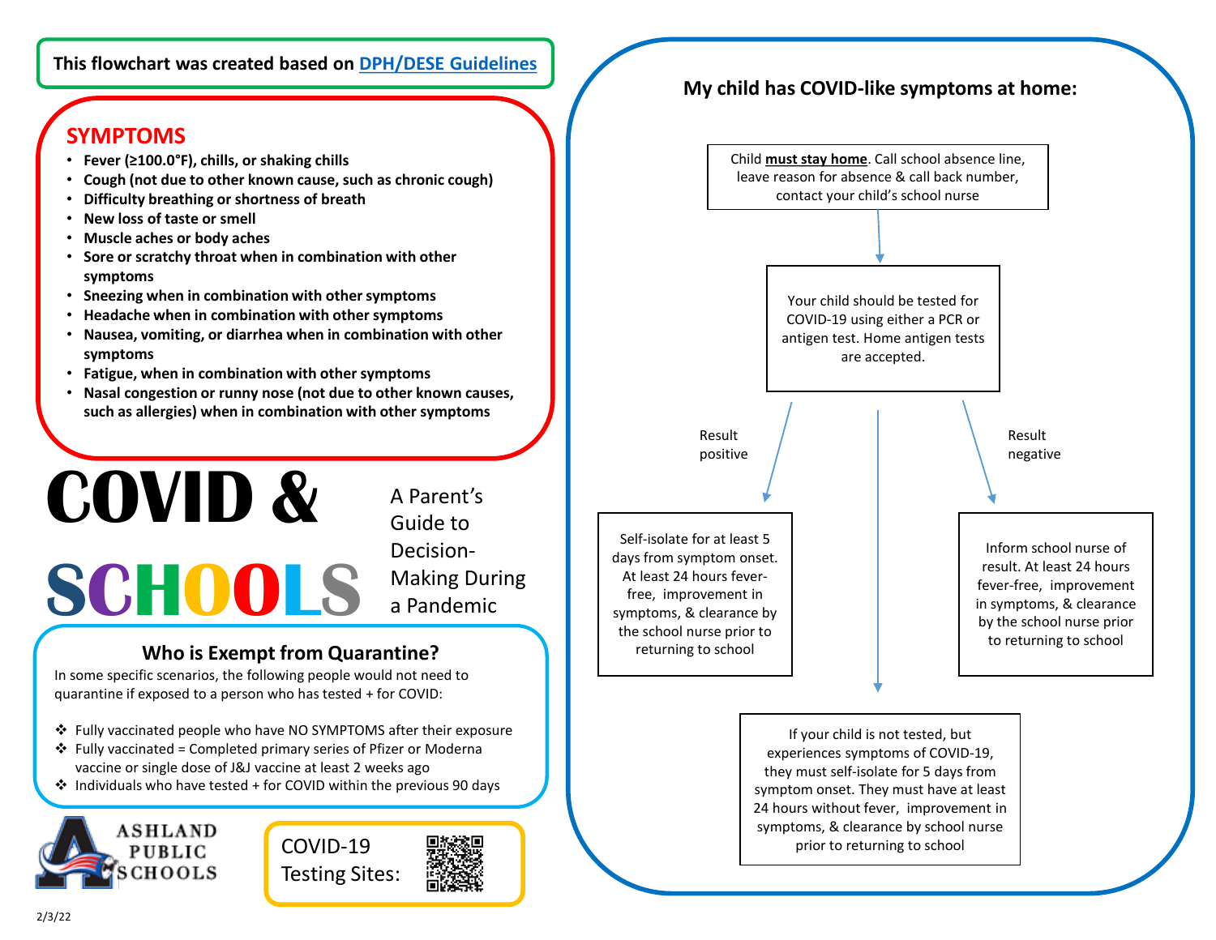This flowchart was created based on [DPH/DESE Guidelines]

## SYMPTOMS

- **Fever (≥100.0°F), chills, or shaking chills**
- **Cough (not due to other known cause, such as chronic cough)**
- **Difficulty breathing or shortness of breath**
- **New loss of taste or smell**
- **Muscle aches or body aches**
- **Sore or scratchy throat when in combination with other symptoms**
- **Sneezing when in combination with other symptoms**
- **Headache when in combination with other symptoms**
- **Nausea, vomiting, or diarrhea when in combination with other symptoms**
- **Fatigue, when in combination with other symptoms**
- **Nasal congestion or runny nose (not due to other known causes, such as allergies) when in combination with other symptoms**

# COVID & SCHOOLS

A Parent's Guide to Decision-Making During a Pandemic

## Who is Exempt from Quarantine?

In some specific scenarios, the following people would not need to quarantine if exposed to a person who has tested + for COVID:

- Fully vaccinated people who have NO SYMPTOMS after their exposure
- Fully vaccinated = Completed primary series of Pfizer or Moderna vaccine or single dose of J&J vaccine at least 2 weeks ago
- Individuals who have tested + for COVID within the previous 90 days

ASHLAND PUBLIC SCHOOLS

COVID-19 Testing Sites:

2/3/22

## My child has COVID-like symptoms at home:

Child **must stay home**. Call school absence line, leave reason for absence & call back number, contact your child's school nurse

↓

Your child should be tested for COVID-19 using either a PCR or antigen test. Home antigen tests are accepted.

- **Result positive:** Self-isolate for at least 5 days from symptom onset. At least 24 hours fever-free, improvement in symptoms, & clearance by the school nurse prior to returning to school
- **Result negative:** Inform school nurse of result. At least 24 hours fever-free, improvement in symptoms, & clearance by the school nurse prior to returning to school
- If your child is not tested, but experiences symptoms of COVID-19, they must self-isolate for 5 days from symptom onset. They must have at least 24 hours without fever, improvement in symptoms, & clearance by school nurse prior to returning to school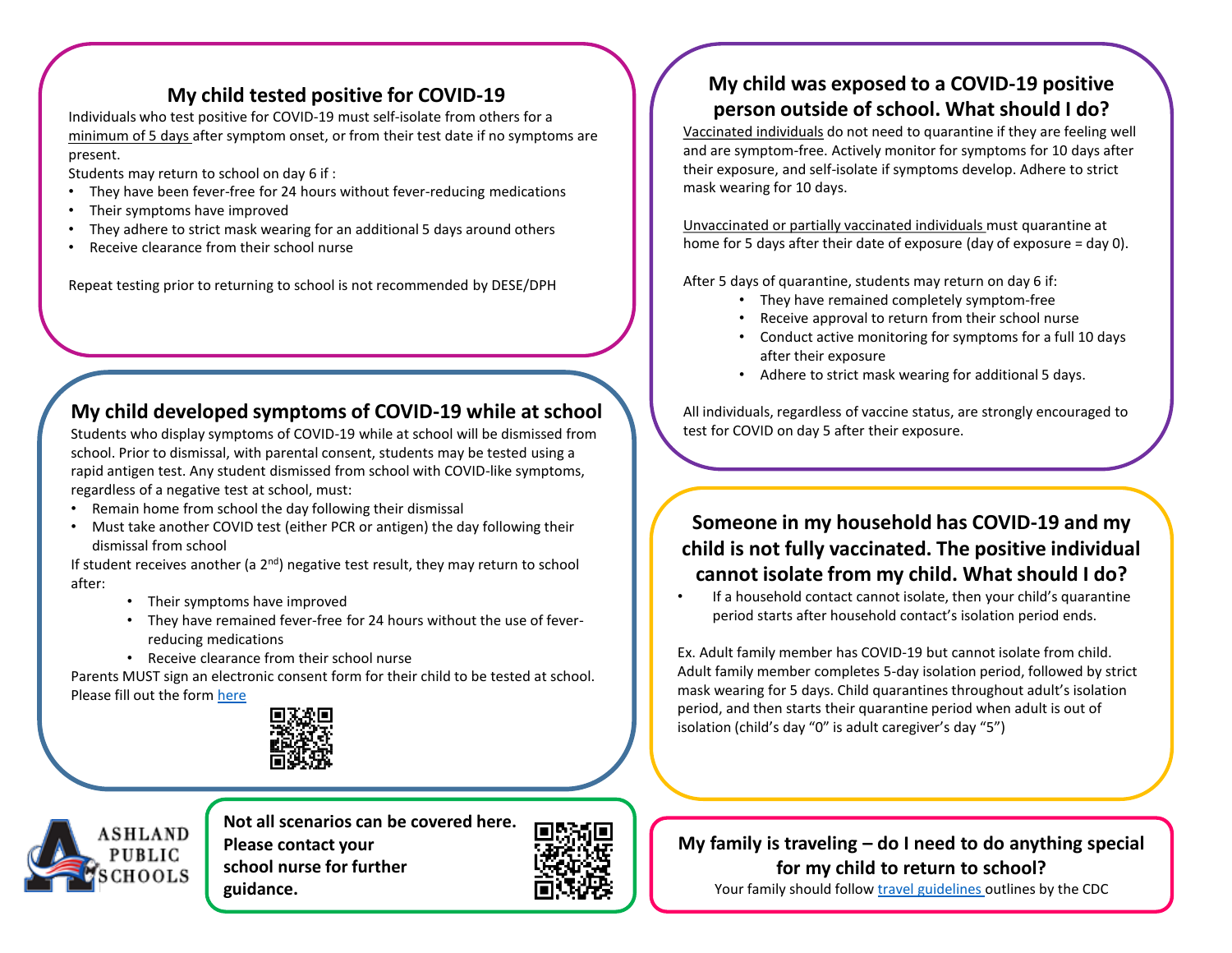## My child tested positive for COVID-19

Individuals who test positive for COVID-19 must self-isolate from others for a minimum of 5 days after symptom onset, or from their test date if no symptoms are present.

Students may return to school on day 6 if :

- They have been fever-free for 24 hours without fever-reducing medications
- Their symptoms have improved
- They adhere to strict mask wearing for an additional 5 days around others
- Receive clearance from their school nurse

Repeat testing prior to returning to school is not recommended by DESE/DPH

## My child developed symptoms of COVID-19 while at school

Students who display symptoms of COVID-19 while at school will be dismissed from school. Prior to dismissal, with parental consent, students may be tested using a rapid antigen test. Any student dismissed from school with COVID-like symptoms, regardless of a negative test at school, must:

- Remain home from school the day following their dismissal
- Must take another COVID test (either PCR or antigen) the day following their dismissal from school

If student receives another (a 2nd) negative test result, they may return to school after:

- Their symptoms have improved
- They have remained fever-free for 24 hours without the use of fever-reducing medications
- Receive clearance from their school nurse

Parents MUST sign an electronic consent form for their child to be tested at school. Please fill out the form here

## My child was exposed to a COVID-19 positive person outside of school. What should I do?

Vaccinated individuals do not need to quarantine if they are feeling well and are symptom-free. Actively monitor for symptoms for 10 days after their exposure, and self-isolate if symptoms develop. Adhere to strict mask wearing for 10 days.

Unvaccinated or partially vaccinated individuals must quarantine at home for 5 days after their date of exposure (day of exposure = day 0).

After 5 days of quarantine, students may return on day 6 if:

- They have remained completely symptom-free
- Receive approval to return from their school nurse
- Conduct active monitoring for symptoms for a full 10 days after their exposure
- Adhere to strict mask wearing for additional 5 days.

All individuals, regardless of vaccine status, are strongly encouraged to test for COVID on day 5 after their exposure.

## Someone in my household has COVID-19 and my child is not fully vaccinated. The positive individual cannot isolate from my child. What should I do?

- If a household contact cannot isolate, then your child's quarantine period starts after household contact's isolation period ends.

Ex. Adult family member has COVID-19 but cannot isolate from child. Adult family member completes 5-day isolation period, followed by strict mask wearing for 5 days. Child quarantines throughout adult's isolation period, and then starts their quarantine period when adult is out of isolation (child's day "0" is adult caregiver's day "5")

ASHLAND PUBLIC SCHOOLS

**Not all scenarios can be covered here. Please contact your school nurse for further guidance.**

## My family is traveling – do I need to do anything special for my child to return to school?

Your family should follow travel guidelines outlines by the CDC